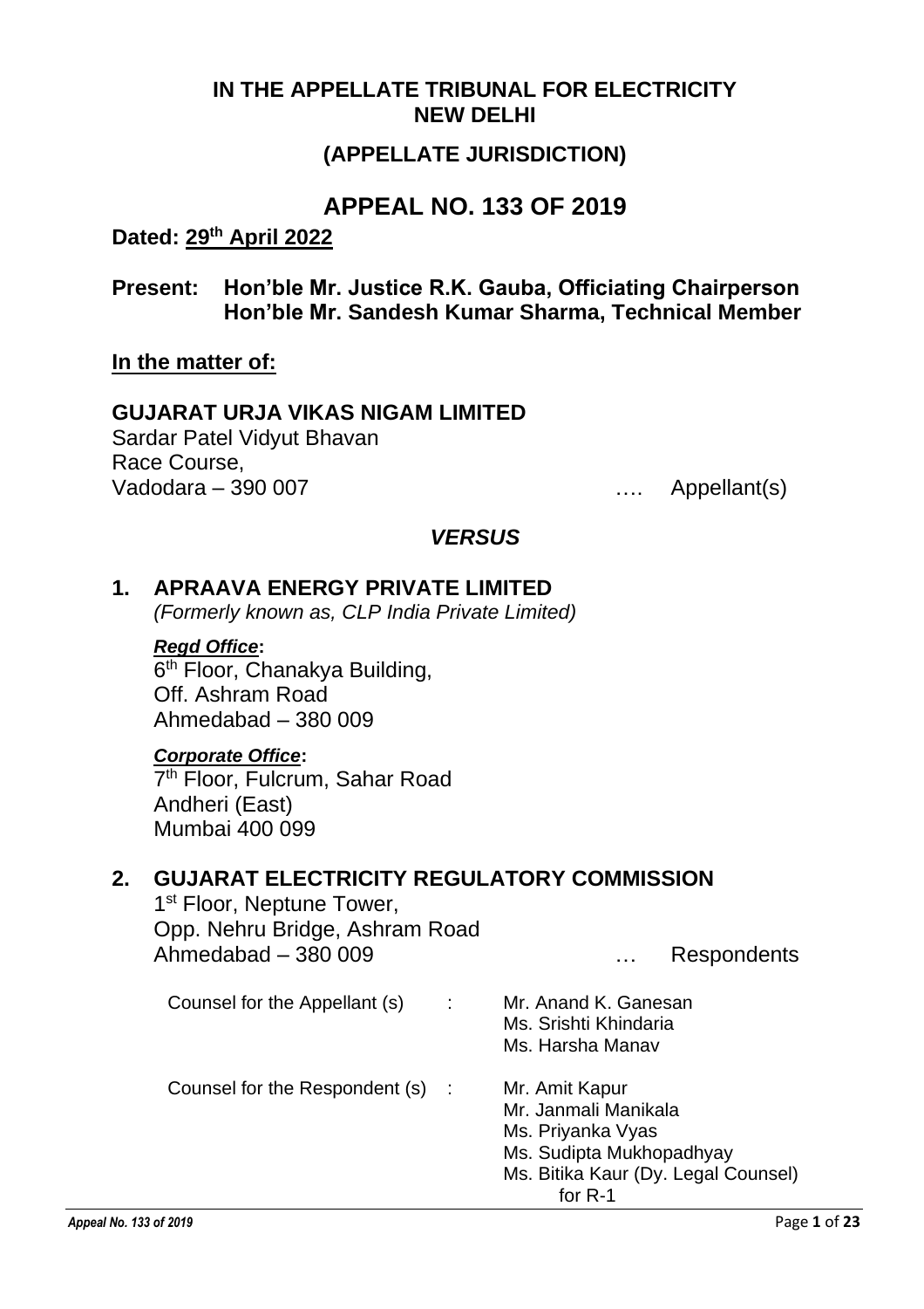**IN THE APPELLATE TRIBUNAL FOR ELECTRICITY**
**NEW DELHI**

**(APPELLATE JURISDICTION)**

# APPEAL NO. 133 OF 2019

**Dated: 29th April 2022**

**Present: Hon'ble Mr. Justice R.K. Gauba, Officiating Chairperson**
**Hon'ble Mr. Sandesh Kumar Sharma, Technical Member**

**In the matter of:**

**GUJARAT URJA VIKAS NIGAM LIMITED**
Sardar Patel Vidyut Bhavan
Race Course,
Vadodara – 390 007 …. Appellant(s)

***VERSUS***

**1. APRAAVA ENERGY PRIVATE LIMITED**
*(Formerly known as, CLP India Private Limited)*

***Regd Office*:**
6th Floor, Chanakya Building,
Off. Ashram Road
Ahmedabad – 380 009

***Corporate Office*:**
7th Floor, Fulcrum, Sahar Road
Andheri (East)
Mumbai 400 099

**2. GUJARAT ELECTRICITY REGULATORY COMMISSION**
1st Floor, Neptune Tower,
Opp. Nehru Bridge, Ashram Road
Ahmedabad – 380 009 … Respondents

Counsel for the Appellant (s) : Mr. Anand K. Ganesan
Ms. Srishti Khindaria
Ms. Harsha Manav

Counsel for the Respondent (s) : Mr. Amit Kapur
Mr. Janmali Manikala
Ms. Priyanka Vyas
Ms. Sudipta Mukhopadhyay
Ms. Bitika Kaur (Dy. Legal Counsel)
for R-1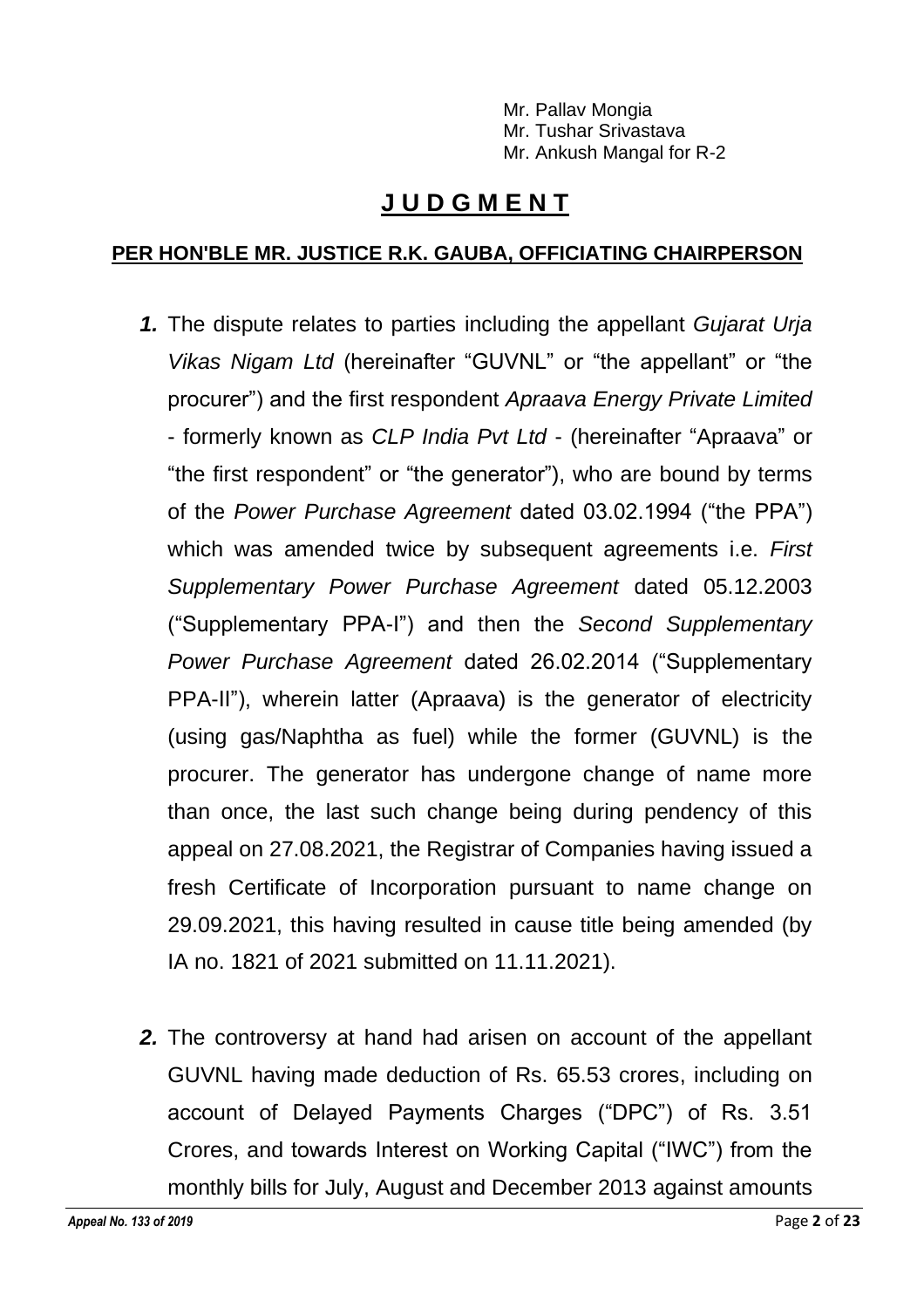Mr. Pallav Mongia
Mr. Tushar Srivastava
Mr. Ankush Mangal for R-2

# **J U D G M E N T**

**PER HON'BLE MR. JUSTICE R.K. GAUBA, OFFICIATING CHAIRPERSON**

***1.*** The dispute relates to parties including the appellant *Gujarat Urja Vikas Nigam Ltd* (hereinafter "GUVNL" or "the appellant" or "the procurer") and the first respondent *Apraava Energy Private Limited* - formerly known as *CLP India Pvt Ltd* - (hereinafter "Apraava" or "the first respondent" or "the generator"), who are bound by terms of the *Power Purchase Agreement* dated 03.02.1994 ("the PPA") which was amended twice by subsequent agreements i.e. *First Supplementary Power Purchase Agreement* dated 05.12.2003 ("Supplementary PPA-I") and then the *Second Supplementary Power Purchase Agreement* dated 26.02.2014 ("Supplementary PPA-II"), wherein latter (Apraava) is the generator of electricity (using gas/Naphtha as fuel) while the former (GUVNL) is the procurer. The generator has undergone change of name more than once, the last such change being during pendency of this appeal on 27.08.2021, the Registrar of Companies having issued a fresh Certificate of Incorporation pursuant to name change on 29.09.2021, this having resulted in cause title being amended (by IA no. 1821 of 2021 submitted on 11.11.2021).

***2.*** The controversy at hand had arisen on account of the appellant GUVNL having made deduction of Rs. 65.53 crores, including on account of Delayed Payments Charges ("DPC") of Rs. 3.51 Crores, and towards Interest on Working Capital ("IWC") from the monthly bills for July, August and December 2013 against amounts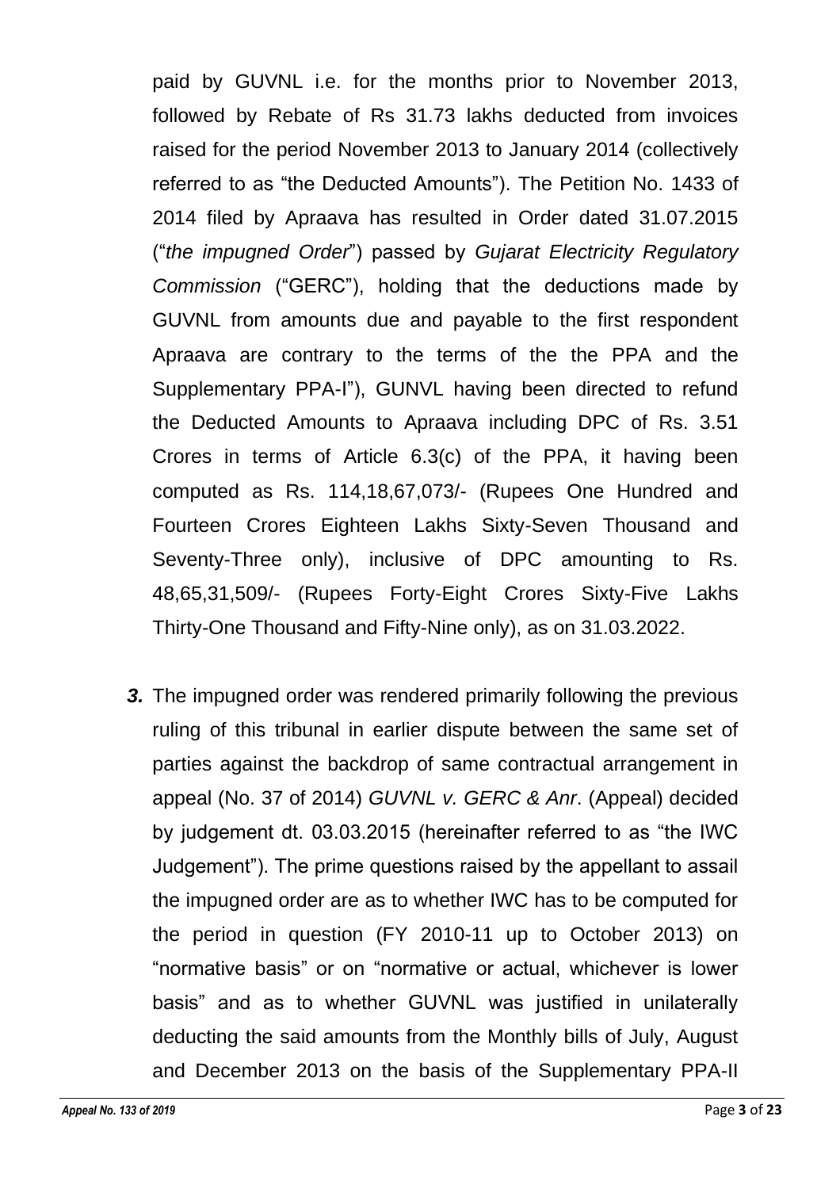paid by GUVNL i.e. for the months prior to November 2013, followed by Rebate of Rs 31.73 lakhs deducted from invoices raised for the period November 2013 to January 2014 (collectively referred to as "the Deducted Amounts"). The Petition No. 1433 of 2014 filed by Apraava has resulted in Order dated 31.07.2015 ("*the impugned Order*") passed by *Gujarat Electricity Regulatory Commission* ("GERC"), holding that the deductions made by GUVNL from amounts due and payable to the first respondent Apraava are contrary to the terms of the the PPA and the Supplementary PPA-I"), GUNVL having been directed to refund the Deducted Amounts to Apraava including DPC of Rs. 3.51 Crores in terms of Article 6.3(c) of the PPA, it having been computed as Rs. 114,18,67,073/- (Rupees One Hundred and Fourteen Crores Eighteen Lakhs Sixty-Seven Thousand and Seventy-Three only), inclusive of DPC amounting to Rs. 48,65,31,509/- (Rupees Forty-Eight Crores Sixty-Five Lakhs Thirty-One Thousand and Fifty-Nine only), as on 31.03.2022.

***3.*** The impugned order was rendered primarily following the previous ruling of this tribunal in earlier dispute between the same set of parties against the backdrop of same contractual arrangement in appeal (No. 37 of 2014) *GUVNL v. GERC & Anr*. (Appeal) decided by judgement dt. 03.03.2015 (hereinafter referred to as "the IWC Judgement"). The prime questions raised by the appellant to assail the impugned order are as to whether IWC has to be computed for the period in question (FY 2010-11 up to October 2013) on "normative basis" or on "normative or actual, whichever is lower basis" and as to whether GUVNL was justified in unilaterally deducting the said amounts from the Monthly bills of July, August and December 2013 on the basis of the Supplementary PPA-II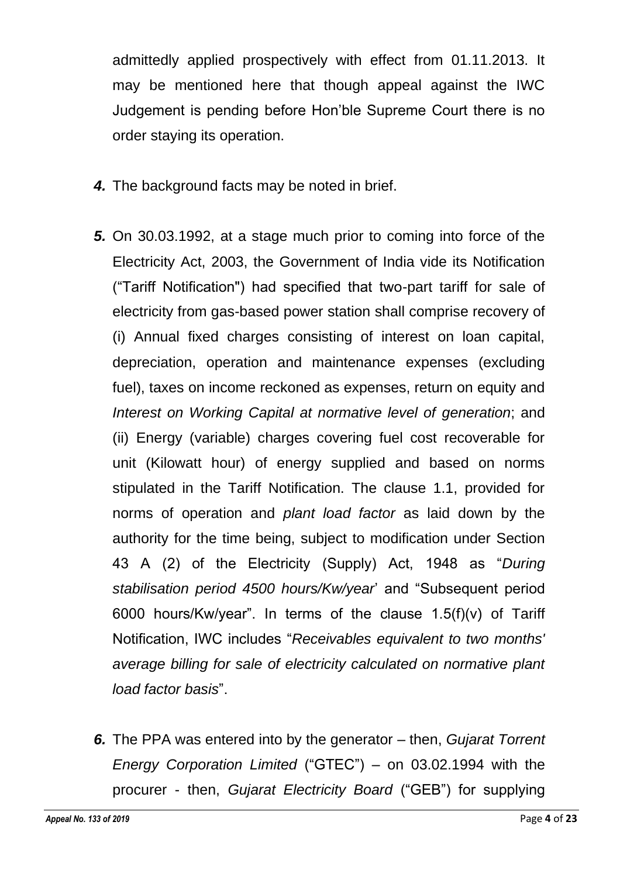admittedly applied prospectively with effect from 01.11.2013. It may be mentioned here that though appeal against the IWC Judgement is pending before Hon'ble Supreme Court there is no order staying its operation.

***4.*** The background facts may be noted in brief.

***5.*** On 30.03.1992, at a stage much prior to coming into force of the Electricity Act, 2003, the Government of India vide its Notification ("Tariff Notification") had specified that two-part tariff for sale of electricity from gas-based power station shall comprise recovery of (i) Annual fixed charges consisting of interest on loan capital, depreciation, operation and maintenance expenses (excluding fuel), taxes on income reckoned as expenses, return on equity and *Interest on Working Capital at normative level of generation*; and (ii) Energy (variable) charges covering fuel cost recoverable for unit (Kilowatt hour) of energy supplied and based on norms stipulated in the Tariff Notification. The clause 1.1, provided for norms of operation and *plant load factor* as laid down by the authority for the time being, subject to modification under Section 43 A (2) of the Electricity (Supply) Act, 1948 as "*During stabilisation period 4500 hours/Kw/year*' and "Subsequent period 6000 hours/Kw/year". In terms of the clause 1.5(f)(v) of Tariff Notification, IWC includes "*Receivables equivalent to two months' average billing for sale of electricity calculated on normative plant load factor basis*".

***6.*** The PPA was entered into by the generator – then, *Gujarat Torrent Energy Corporation Limited* ("GTEC") – on 03.02.1994 with the procurer - then, *Gujarat Electricity Board* ("GEB") for supplying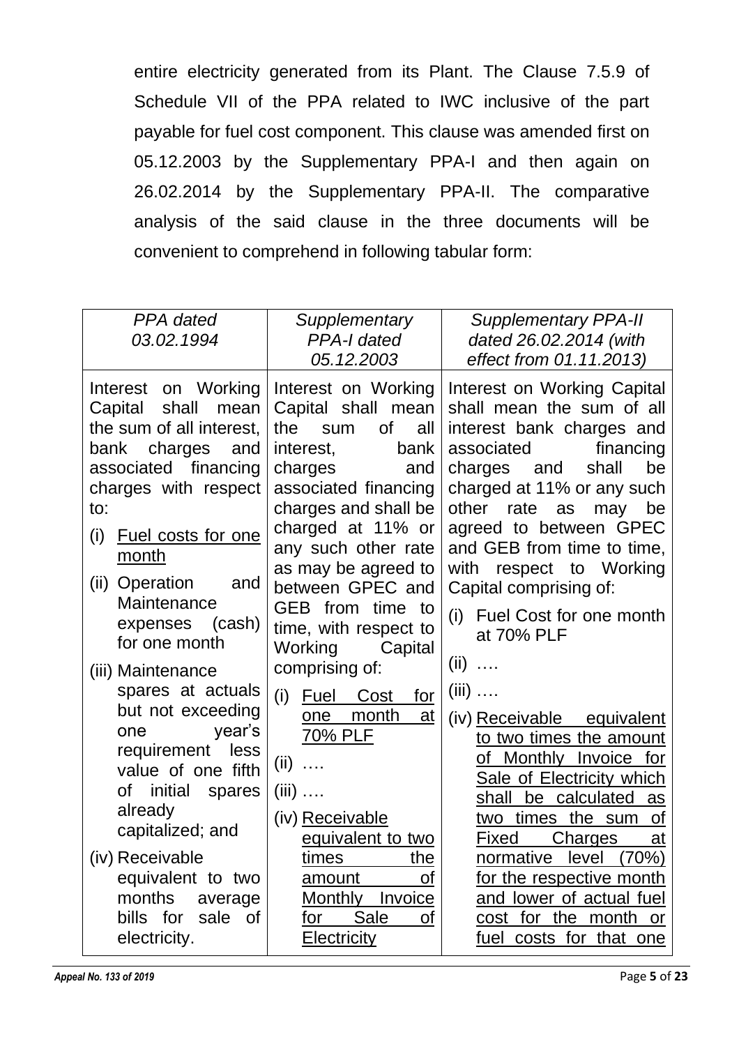entire electricity generated from its Plant. The Clause 7.5.9 of Schedule VII of the PPA related to IWC inclusive of the part payable for fuel cost component. This clause was amended first on 05.12.2003 by the Supplementary PPA-I and then again on 26.02.2014 by the Supplementary PPA-II. The comparative analysis of the said clause in the three documents will be convenient to comprehend in following tabular form:

| *PPA dated 03.02.1994* | *Supplementary PPA-I dated 05.12.2003* | *Supplementary PPA-II dated 26.02.2014 (with effect from 01.11.2013)* |
|---|---|---|
| Interest on Working Capital shall mean the sum of all interest, bank charges and associated financing charges with respect to:<br>(i) <u>Fuel costs for one month</u><br>(ii) Operation and Maintenance expenses (cash) for one month<br>(iii) Maintenance spares at actuals but not exceeding one year's requirement less value of one fifth of initial spares already capitalized; and<br>(iv) Receivable equivalent to two months average bills for sale of electricity. | Interest on Working Capital shall mean the sum of all interest, bank charges and associated financing charges and shall be charged at 11% or any such other rate as may be agreed to between GPEC and GEB from time to time, with respect to Working Capital comprising of:<br>(i) <u>Fuel Cost for one month at 70% PLF</u><br>(ii) ….<br>(iii) ….<br>(iv) <u>Receivable equivalent to two times the amount of Monthly Invoice for Sale of Electricity</u> | Interest on Working Capital shall mean the sum of all interest bank charges and associated financing charges and shall be charged at 11% or any such other rate as may be agreed to between GPEC and GEB from time to time, with respect to Working Capital comprising of:<br>(i) Fuel Cost for one month at 70% PLF<br>(ii) ….<br>(iii) ….<br>(iv) <u>Receivable equivalent to two times the amount of Monthly Invoice for Sale of Electricity which shall be calculated as two times the sum of Fixed Charges at normative level (70%) for the respective month and lower of actual fuel cost for the month or fuel costs for that one</u> |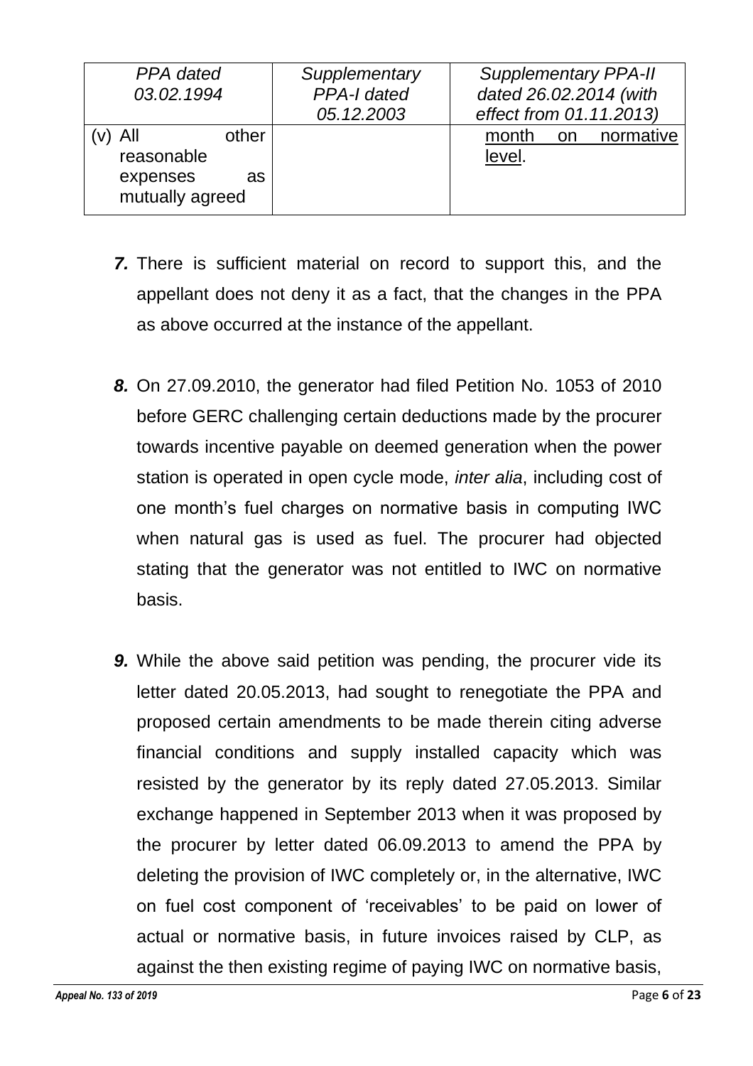| *PPA dated 03.02.1994* | *Supplementary PPA-I dated 05.12.2003* | *Supplementary PPA-II dated 26.02.2014 (with effect from 01.11.2013)* |
|---|---|---|
| (v) All other reasonable expenses as mutually agreed | | <u>month on normative level</u>. |

***7.*** There is sufficient material on record to support this, and the appellant does not deny it as a fact, that the changes in the PPA as above occurred at the instance of the appellant.

***8.*** On 27.09.2010, the generator had filed Petition No. 1053 of 2010 before GERC challenging certain deductions made by the procurer towards incentive payable on deemed generation when the power station is operated in open cycle mode, *inter alia*, including cost of one month's fuel charges on normative basis in computing IWC when natural gas is used as fuel. The procurer had objected stating that the generator was not entitled to IWC on normative basis.

***9.*** While the above said petition was pending, the procurer vide its letter dated 20.05.2013, had sought to renegotiate the PPA and proposed certain amendments to be made therein citing adverse financial conditions and supply installed capacity which was resisted by the generator by its reply dated 27.05.2013. Similar exchange happened in September 2013 when it was proposed by the procurer by letter dated 06.09.2013 to amend the PPA by deleting the provision of IWC completely or, in the alternative, IWC on fuel cost component of 'receivables' to be paid on lower of actual or normative basis, in future invoices raised by CLP, as against the then existing regime of paying IWC on normative basis,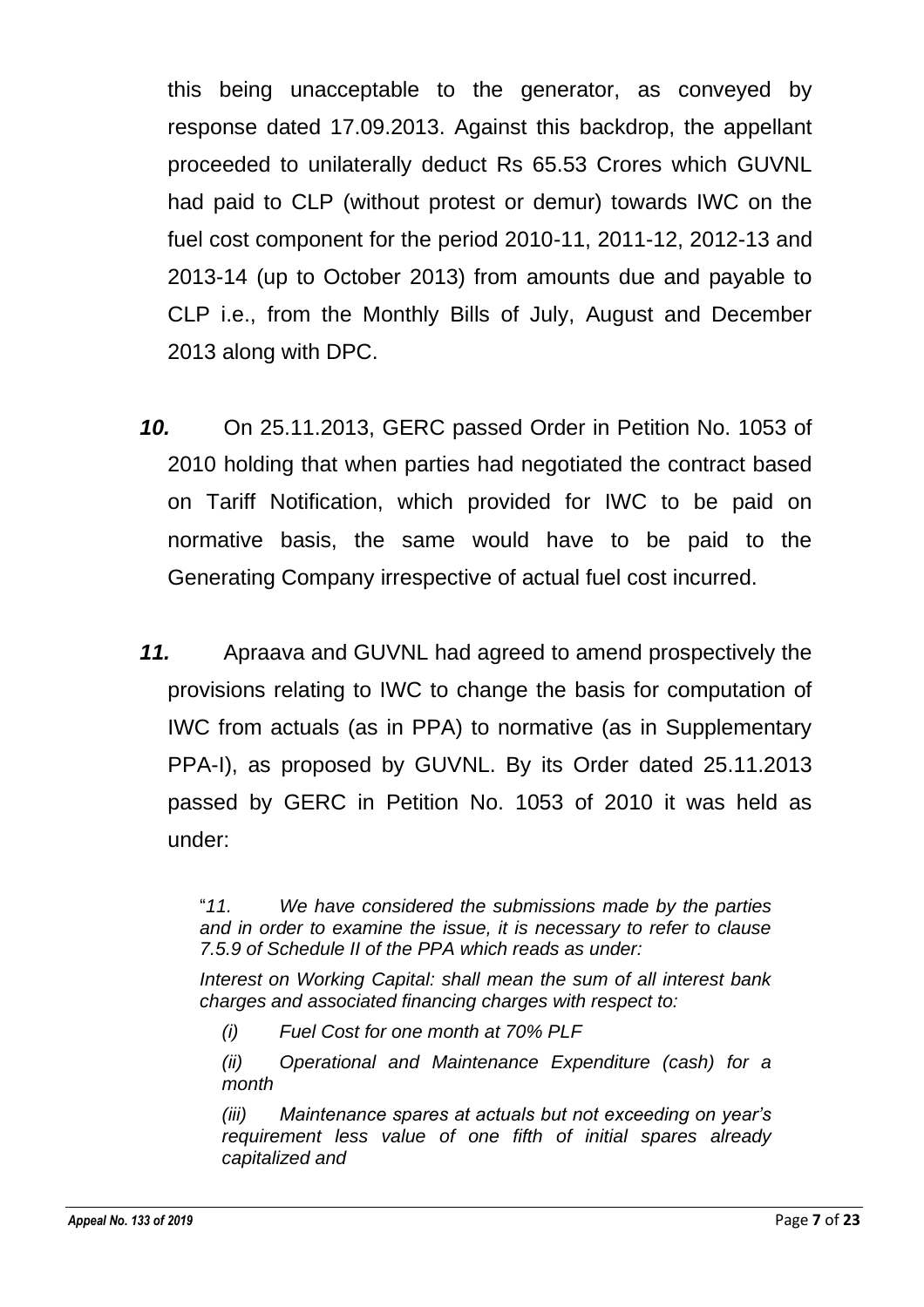this being unacceptable to the generator, as conveyed by response dated 17.09.2013. Against this backdrop, the appellant proceeded to unilaterally deduct Rs 65.53 Crores which GUVNL had paid to CLP (without protest or demur) towards IWC on the fuel cost component for the period 2010-11, 2011-12, 2012-13 and 2013-14 (up to October 2013) from amounts due and payable to CLP i.e., from the Monthly Bills of July, August and December 2013 along with DPC.

***10.*** On 25.11.2013, GERC passed Order in Petition No. 1053 of 2010 holding that when parties had negotiated the contract based on Tariff Notification, which provided for IWC to be paid on normative basis, the same would have to be paid to the Generating Company irrespective of actual fuel cost incurred.

***11.*** Apraava and GUVNL had agreed to amend prospectively the provisions relating to IWC to change the basis for computation of IWC from actuals (as in PPA) to normative (as in Supplementary PPA-I), as proposed by GUVNL. By its Order dated 25.11.2013 passed by GERC in Petition No. 1053 of 2010 it was held as under:

> "*11. We have considered the submissions made by the parties and in order to examine the issue, it is necessary to refer to clause 7.5.9 of Schedule II of the PPA which reads as under:*
>
> *Interest on Working Capital: shall mean the sum of all interest bank charges and associated financing charges with respect to:*
>
> *(i) Fuel Cost for one month at 70% PLF*
>
> *(ii) Operational and Maintenance Expenditure (cash) for a month*
>
> *(iii) Maintenance spares at actuals but not exceeding on year's requirement less value of one fifth of initial spares already capitalized and*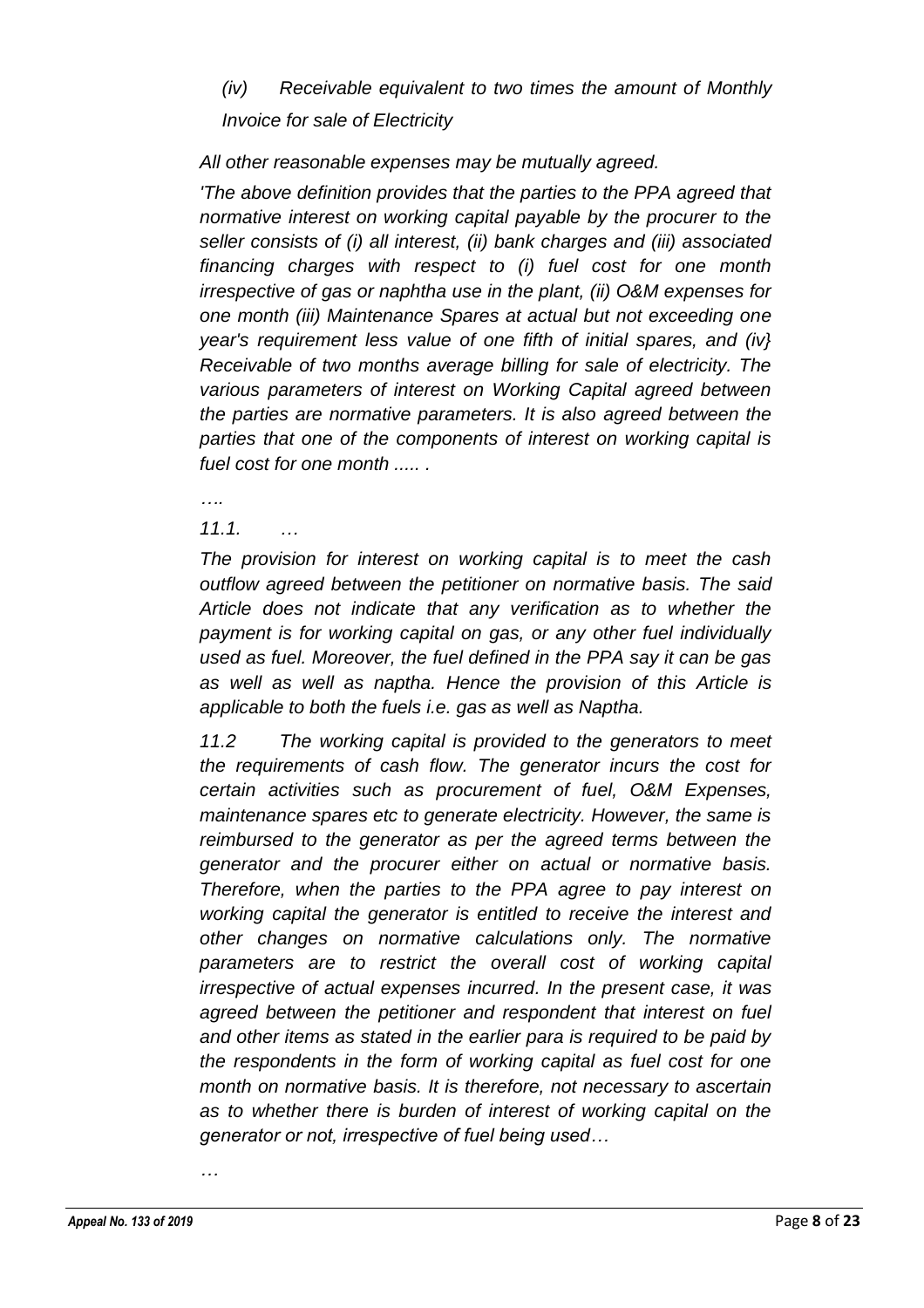*(iv) Receivable equivalent to two times the amount of Monthly Invoice for sale of Electricity*

*All other reasonable expenses may be mutually agreed.*

*'The above definition provides that the parties to the PPA agreed that normative interest on working capital payable by the procurer to the seller consists of (i) all interest, (ii) bank charges and (iii) associated financing charges with respect to (i) fuel cost for one month irrespective of gas or naphtha use in the plant, (ii) O&M expenses for one month (iii) Maintenance Spares at actual but not exceeding one year's requirement less value of one fifth of initial spares, and (iv} Receivable of two months average billing for sale of electricity. The various parameters of interest on Working Capital agreed between the parties are normative parameters. It is also agreed between the parties that one of the components of interest on working capital is fuel cost for one month ..... .*

*….*

*11.1. …*

*The provision for interest on working capital is to meet the cash outflow agreed between the petitioner on normative basis. The said Article does not indicate that any verification as to whether the payment is for working capital on gas, or any other fuel individually used as fuel. Moreover, the fuel defined in the PPA say it can be gas as well as well as naptha. Hence the provision of this Article is applicable to both the fuels i.e. gas as well as Naptha.*

*11.2 The working capital is provided to the generators to meet the requirements of cash flow. The generator incurs the cost for certain activities such as procurement of fuel, O&M Expenses, maintenance spares etc to generate electricity. However, the same is reimbursed to the generator as per the agreed terms between the generator and the procurer either on actual or normative basis. Therefore, when the parties to the PPA agree to pay interest on working capital the generator is entitled to receive the interest and other changes on normative calculations only. The normative parameters are to restrict the overall cost of working capital irrespective of actual expenses incurred. In the present case, it was agreed between the petitioner and respondent that interest on fuel and other items as stated in the earlier para is required to be paid by the respondents in the form of working capital as fuel cost for one month on normative basis. It is therefore, not necessary to ascertain as to whether there is burden of interest of working capital on the generator or not, irrespective of fuel being used…*

*…*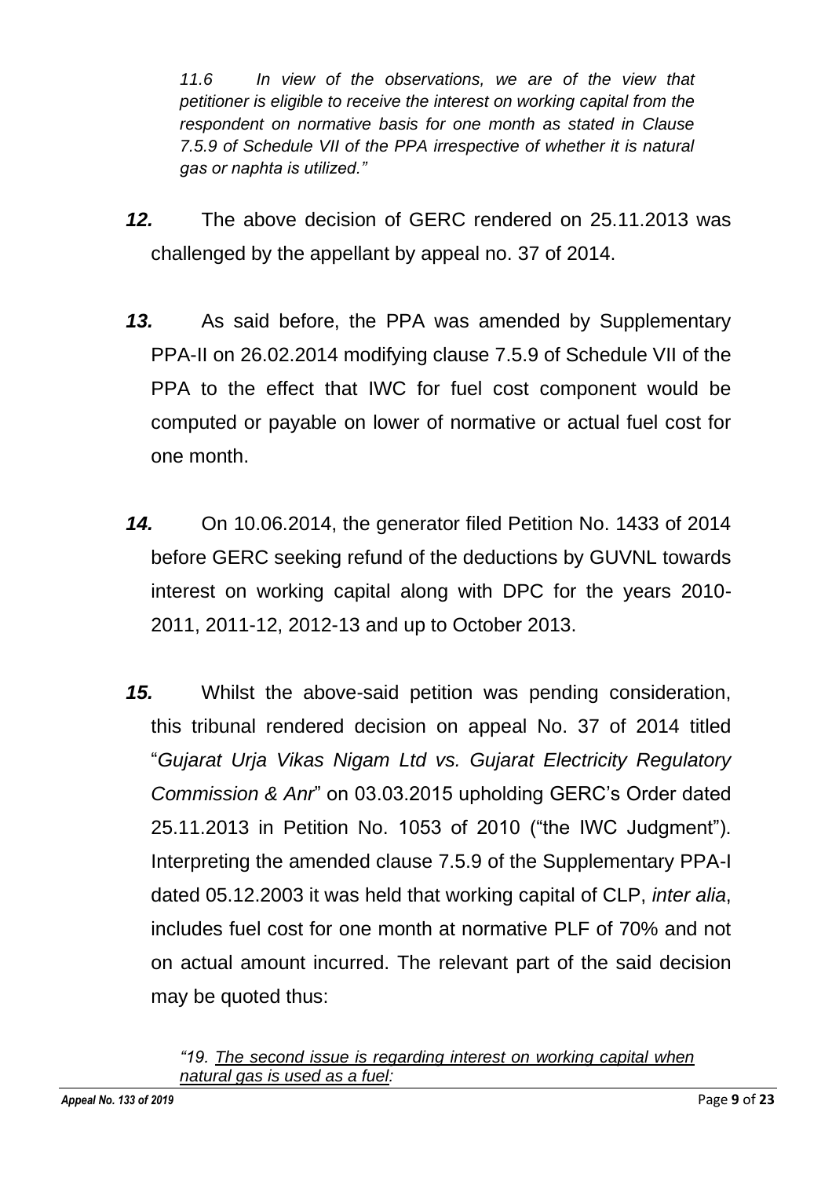*11.6 In view of the observations, we are of the view that petitioner is eligible to receive the interest on working capital from the respondent on normative basis for one month as stated in Clause 7.5.9 of Schedule VII of the PPA irrespective of whether it is natural gas or naphta is utilized."*

***12.*** The above decision of GERC rendered on 25.11.2013 was challenged by the appellant by appeal no. 37 of 2014.

***13.*** As said before, the PPA was amended by Supplementary PPA-II on 26.02.2014 modifying clause 7.5.9 of Schedule VII of the PPA to the effect that IWC for fuel cost component would be computed or payable on lower of normative or actual fuel cost for one month.

***14.*** On 10.06.2014, the generator filed Petition No. 1433 of 2014 before GERC seeking refund of the deductions by GUVNL towards interest on working capital along with DPC for the years 2010-2011, 2011-12, 2012-13 and up to October 2013.

***15.*** Whilst the above-said petition was pending consideration, this tribunal rendered decision on appeal No. 37 of 2014 titled "*Gujarat Urja Vikas Nigam Ltd vs. Gujarat Electricity Regulatory Commission & Anr*" on 03.03.2015 upholding GERC's Order dated 25.11.2013 in Petition No. 1053 of 2010 ("the IWC Judgment"). Interpreting the amended clause 7.5.9 of the Supplementary PPA-I dated 05.12.2003 it was held that working capital of CLP, *inter alia*, includes fuel cost for one month at normative PLF of 70% and not on actual amount incurred. The relevant part of the said decision may be quoted thus:

*"19. <u>The second issue is regarding interest on working capital when natural gas is used as a fuel</u>:*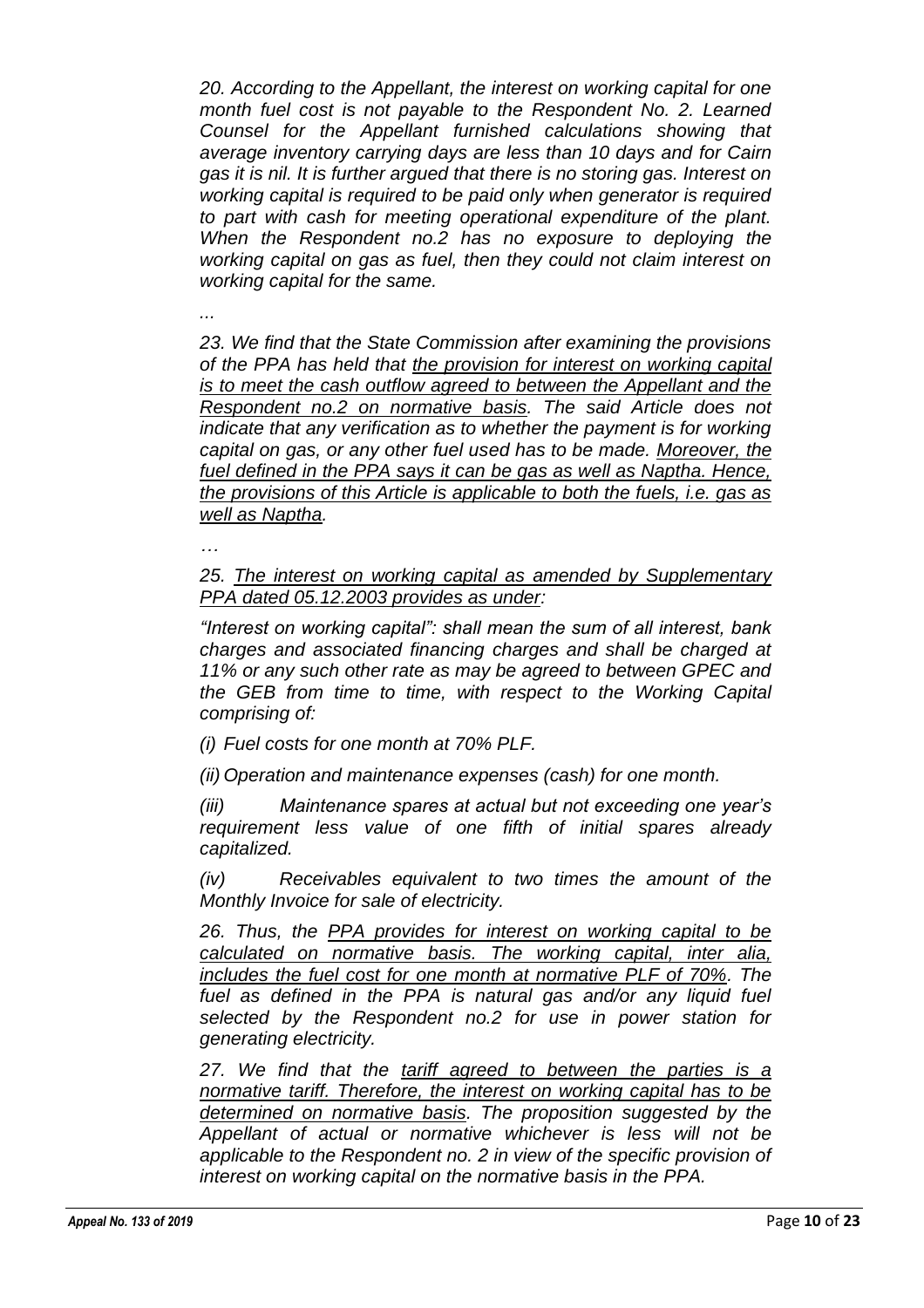*20. According to the Appellant, the interest on working capital for one month fuel cost is not payable to the Respondent No. 2. Learned Counsel for the Appellant furnished calculations showing that average inventory carrying days are less than 10 days and for Cairn gas it is nil. It is further argued that there is no storing gas. Interest on working capital is required to be paid only when generator is required to part with cash for meeting operational expenditure of the plant. When the Respondent no.2 has no exposure to deploying the working capital on gas as fuel, then they could not claim interest on working capital for the same.*

*...*

*23. We find that the State Commission after examining the provisions of the PPA has held that <u>the provision for interest on working capital is to meet the cash outflow agreed to between the Appellant and the Respondent no.2 on normative basis.</u> The said Article does not indicate that any verification as to whether the payment is for working capital on gas, or any other fuel used has to be made. <u>Moreover, the fuel defined in the PPA says it can be gas as well as Naptha. Hence, the provisions of this Article is applicable to both the fuels, i.e. gas as well as Naptha.</u>*

*…*

*25. <u>The interest on working capital as amended by Supplementary PPA dated 05.12.2003 provides as under</u>:*

*"Interest on working capital": shall mean the sum of all interest, bank charges and associated financing charges and shall be charged at 11% or any such other rate as may be agreed to between GPEC and the GEB from time to time, with respect to the Working Capital comprising of:*

*(i) Fuel costs for one month at 70% PLF.*

*(ii) Operation and maintenance expenses (cash) for one month.*

*(iii) Maintenance spares at actual but not exceeding one year's requirement less value of one fifth of initial spares already capitalized.*

*(iv) Receivables equivalent to two times the amount of the Monthly Invoice for sale of electricity.*

*26. Thus, the <u>PPA provides for interest on working capital to be calculated on normative basis. The working capital, inter alia, includes the fuel cost for one month at normative PLF of 70%</u>. The fuel as defined in the PPA is natural gas and/or any liquid fuel selected by the Respondent no.2 for use in power station for generating electricity.*

*27. We find that the <u>tariff agreed to between the parties is a normative tariff. Therefore, the interest on working capital has to be determined on normative basis</u>. The proposition suggested by the Appellant of actual or normative whichever is less will not be applicable to the Respondent no. 2 in view of the specific provision of interest on working capital on the normative basis in the PPA.*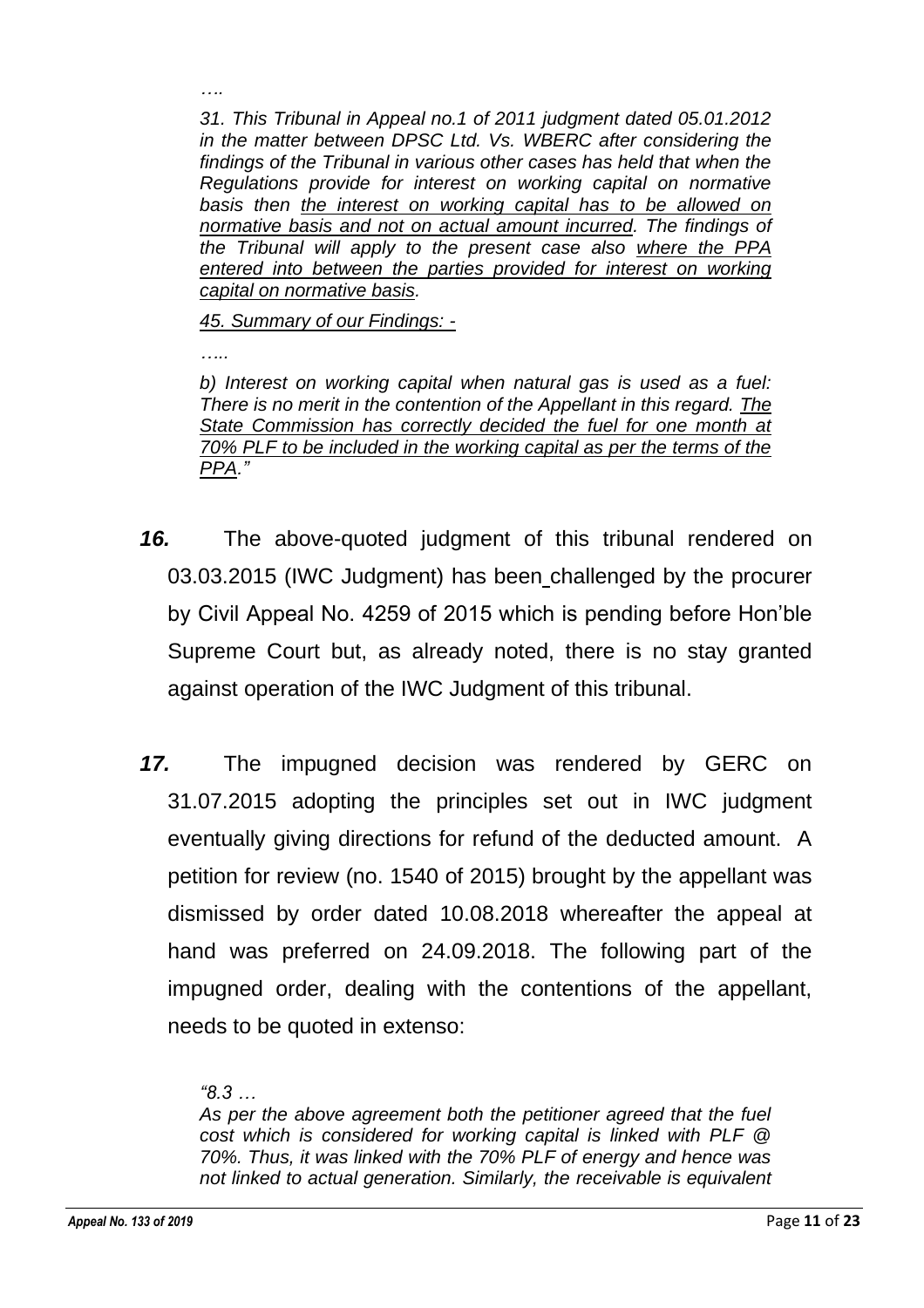*….*

*31. This Tribunal in Appeal no.1 of 2011 judgment dated 05.01.2012 in the matter between DPSC Ltd. Vs. WBERC after considering the findings of the Tribunal in various other cases has held that when the Regulations provide for interest on working capital on normative basis then <u>the interest on working capital has to be allowed on normative basis and not on actual amount incurred</u>. The findings of the Tribunal will apply to the present case also <u>where the PPA entered into between the parties provided for interest on working capital on normative basis</u>.*

*<u>45. Summary of our Findings: -</u>*

*…..*

*b) Interest on working capital when natural gas is used as a fuel: There is no merit in the contention of the Appellant in this regard. <u>The State Commission has correctly decided the fuel for one month at 70% PLF to be included in the working capital as per the terms of the PPA</u>."*

***16.*** The above-quoted judgment of this tribunal rendered on 03.03.2015 (IWC Judgment) has been challenged by the procurer by Civil Appeal No. 4259 of 2015 which is pending before Hon'ble Supreme Court but, as already noted, there is no stay granted against operation of the IWC Judgment of this tribunal.

***17.*** The impugned decision was rendered by GERC on 31.07.2015 adopting the principles set out in IWC judgment eventually giving directions for refund of the deducted amount. A petition for review (no. 1540 of 2015) brought by the appellant was dismissed by order dated 10.08.2018 whereafter the appeal at hand was preferred on 24.09.2018. The following part of the impugned order, dealing with the contentions of the appellant, needs to be quoted in extenso:

*"8.3 …*
*As per the above agreement both the petitioner agreed that the fuel cost which is considered for working capital is linked with PLF @ 70%. Thus, it was linked with the 70% PLF of energy and hence was not linked to actual generation. Similarly, the receivable is equivalent*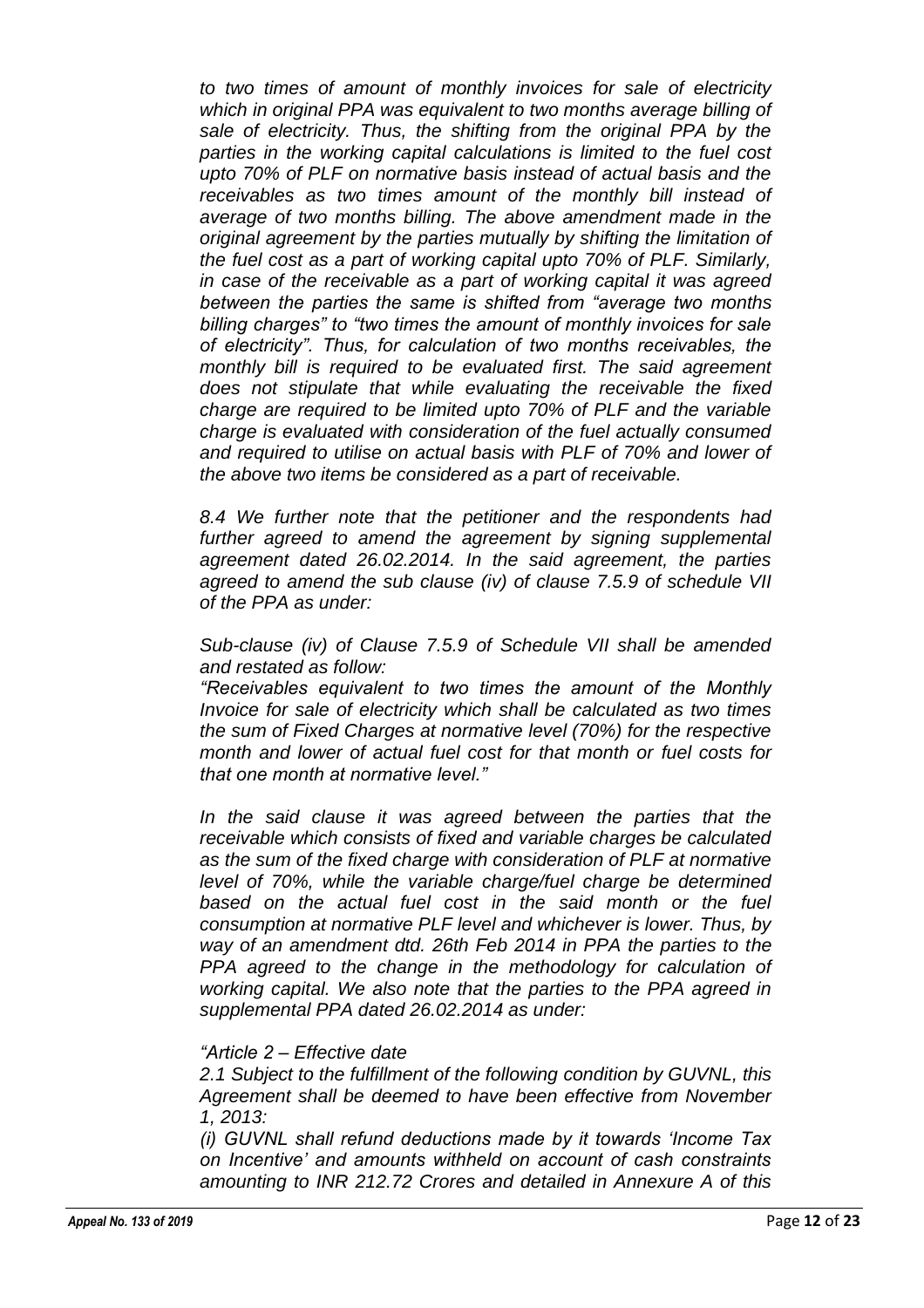*to two times of amount of monthly invoices for sale of electricity which in original PPA was equivalent to two months average billing of sale of electricity. Thus, the shifting from the original PPA by the parties in the working capital calculations is limited to the fuel cost upto 70% of PLF on normative basis instead of actual basis and the receivables as two times amount of the monthly bill instead of average of two months billing. The above amendment made in the original agreement by the parties mutually by shifting the limitation of the fuel cost as a part of working capital upto 70% of PLF. Similarly, in case of the receivable as a part of working capital it was agreed between the parties the same is shifted from "average two months billing charges" to "two times the amount of monthly invoices for sale of electricity". Thus, for calculation of two months receivables, the monthly bill is required to be evaluated first. The said agreement does not stipulate that while evaluating the receivable the fixed charge are required to be limited upto 70% of PLF and the variable charge is evaluated with consideration of the fuel actually consumed and required to utilise on actual basis with PLF of 70% and lower of the above two items be considered as a part of receivable.*

*8.4 We further note that the petitioner and the respondents had further agreed to amend the agreement by signing supplemental agreement dated 26.02.2014. In the said agreement, the parties agreed to amend the sub clause (iv) of clause 7.5.9 of schedule VII of the PPA as under:*

*Sub-clause (iv) of Clause 7.5.9 of Schedule VII shall be amended and restated as follow:*

*"Receivables equivalent to two times the amount of the Monthly Invoice for sale of electricity which shall be calculated as two times the sum of Fixed Charges at normative level (70%) for the respective month and lower of actual fuel cost for that month or fuel costs for that one month at normative level."*

*In the said clause it was agreed between the parties that the receivable which consists of fixed and variable charges be calculated as the sum of the fixed charge with consideration of PLF at normative level of 70%, while the variable charge/fuel charge be determined based on the actual fuel cost in the said month or the fuel consumption at normative PLF level and whichever is lower. Thus, by way of an amendment dtd. 26th Feb 2014 in PPA the parties to the PPA agreed to the change in the methodology for calculation of working capital. We also note that the parties to the PPA agreed in supplemental PPA dated 26.02.2014 as under:*

*"Article 2 – Effective date*

*2.1 Subject to the fulfillment of the following condition by GUVNL, this Agreement shall be deemed to have been effective from November 1, 2013:*

*(i) GUVNL shall refund deductions made by it towards 'Income Tax on Incentive' and amounts withheld on account of cash constraints amounting to INR 212.72 Crores and detailed in Annexure A of this*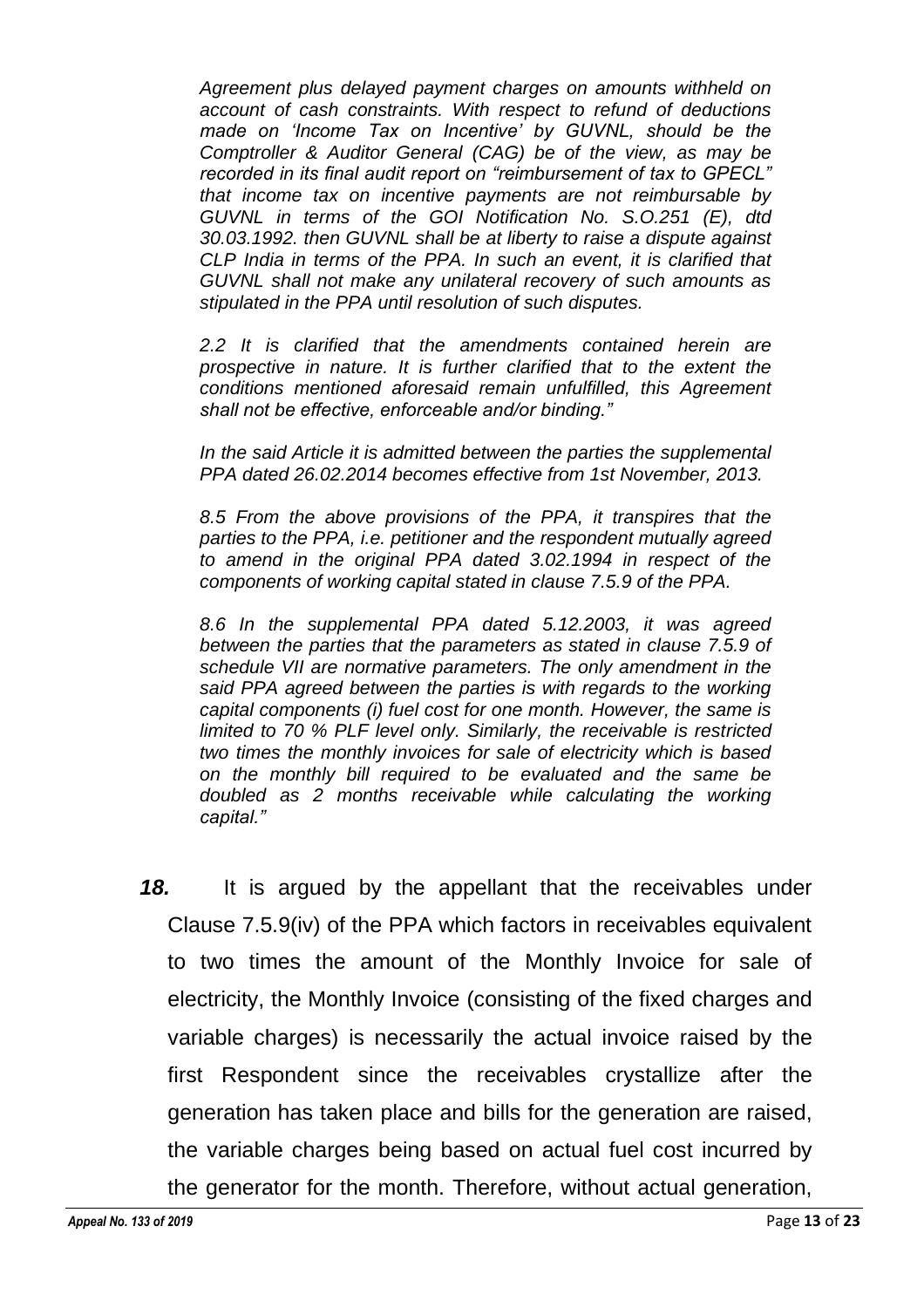*Agreement plus delayed payment charges on amounts withheld on account of cash constraints. With respect to refund of deductions made on 'Income Tax on Incentive' by GUVNL, should be the Comptroller & Auditor General (CAG) be of the view, as may be recorded in its final audit report on "reimbursement of tax to GPECL" that income tax on incentive payments are not reimbursable by GUVNL in terms of the GOI Notification No. S.O.251 (E), dtd 30.03.1992. then GUVNL shall be at liberty to raise a dispute against CLP India in terms of the PPA. In such an event, it is clarified that GUVNL shall not make any unilateral recovery of such amounts as stipulated in the PPA until resolution of such disputes.*

*2.2 It is clarified that the amendments contained herein are prospective in nature. It is further clarified that to the extent the conditions mentioned aforesaid remain unfulfilled, this Agreement shall not be effective, enforceable and/or binding."*

*In the said Article it is admitted between the parties the supplemental PPA dated 26.02.2014 becomes effective from 1st November, 2013.*

*8.5 From the above provisions of the PPA, it transpires that the parties to the PPA, i.e. petitioner and the respondent mutually agreed to amend in the original PPA dated 3.02.1994 in respect of the components of working capital stated in clause 7.5.9 of the PPA.*

*8.6 In the supplemental PPA dated 5.12.2003, it was agreed between the parties that the parameters as stated in clause 7.5.9 of schedule VII are normative parameters. The only amendment in the said PPA agreed between the parties is with regards to the working capital components (i) fuel cost for one month. However, the same is limited to 70 % PLF level only. Similarly, the receivable is restricted two times the monthly invoices for sale of electricity which is based on the monthly bill required to be evaluated and the same be doubled as 2 months receivable while calculating the working capital."*

***18.*** It is argued by the appellant that the receivables under Clause 7.5.9(iv) of the PPA which factors in receivables equivalent to two times the amount of the Monthly Invoice for sale of electricity, the Monthly Invoice (consisting of the fixed charges and variable charges) is necessarily the actual invoice raised by the first Respondent since the receivables crystallize after the generation has taken place and bills for the generation are raised, the variable charges being based on actual fuel cost incurred by the generator for the month. Therefore, without actual generation,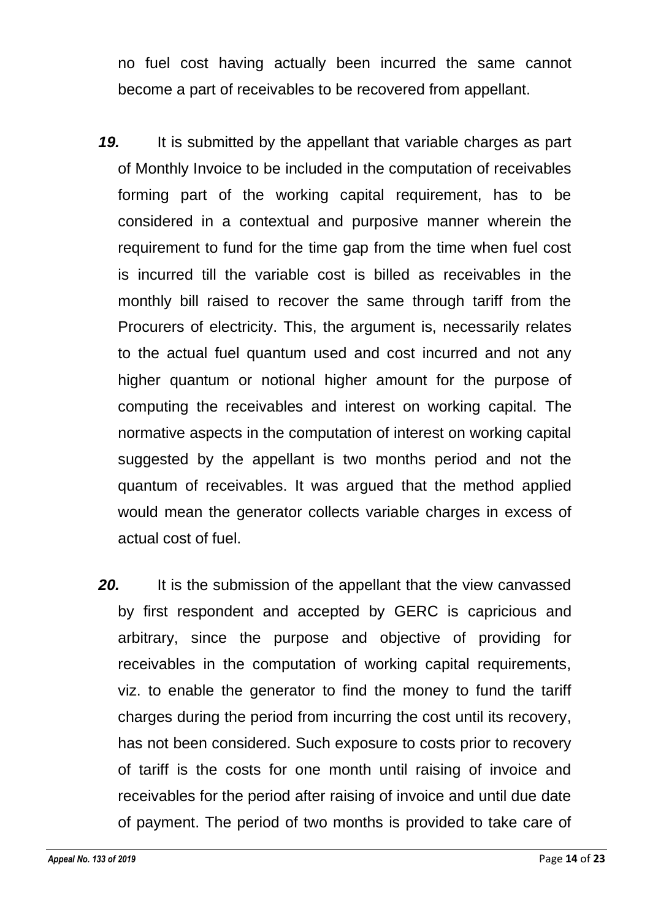no fuel cost having actually been incurred the same cannot become a part of receivables to be recovered from appellant.

***19.*** It is submitted by the appellant that variable charges as part of Monthly Invoice to be included in the computation of receivables forming part of the working capital requirement, has to be considered in a contextual and purposive manner wherein the requirement to fund for the time gap from the time when fuel cost is incurred till the variable cost is billed as receivables in the monthly bill raised to recover the same through tariff from the Procurers of electricity. This, the argument is, necessarily relates to the actual fuel quantum used and cost incurred and not any higher quantum or notional higher amount for the purpose of computing the receivables and interest on working capital. The normative aspects in the computation of interest on working capital suggested by the appellant is two months period and not the quantum of receivables. It was argued that the method applied would mean the generator collects variable charges in excess of actual cost of fuel.

***20.*** It is the submission of the appellant that the view canvassed by first respondent and accepted by GERC is capricious and arbitrary, since the purpose and objective of providing for receivables in the computation of working capital requirements, viz. to enable the generator to find the money to fund the tariff charges during the period from incurring the cost until its recovery, has not been considered. Such exposure to costs prior to recovery of tariff is the costs for one month until raising of invoice and receivables for the period after raising of invoice and until due date of payment. The period of two months is provided to take care of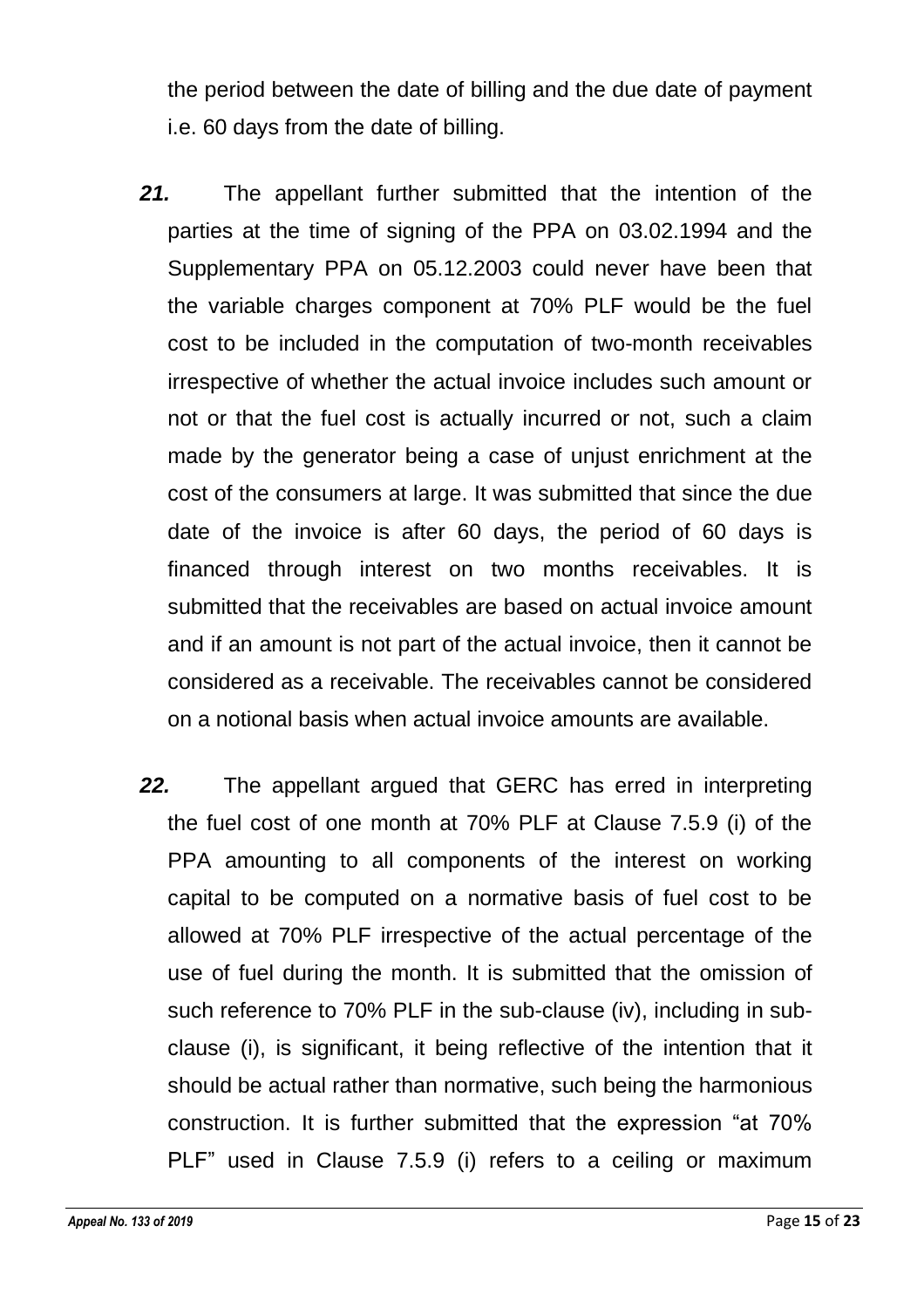the period between the date of billing and the due date of payment i.e. 60 days from the date of billing.

***21.*** The appellant further submitted that the intention of the parties at the time of signing of the PPA on 03.02.1994 and the Supplementary PPA on 05.12.2003 could never have been that the variable charges component at 70% PLF would be the fuel cost to be included in the computation of two-month receivables irrespective of whether the actual invoice includes such amount or not or that the fuel cost is actually incurred or not, such a claim made by the generator being a case of unjust enrichment at the cost of the consumers at large. It was submitted that since the due date of the invoice is after 60 days, the period of 60 days is financed through interest on two months receivables. It is submitted that the receivables are based on actual invoice amount and if an amount is not part of the actual invoice, then it cannot be considered as a receivable. The receivables cannot be considered on a notional basis when actual invoice amounts are available.

***22.*** The appellant argued that GERC has erred in interpreting the fuel cost of one month at 70% PLF at Clause 7.5.9 (i) of the PPA amounting to all components of the interest on working capital to be computed on a normative basis of fuel cost to be allowed at 70% PLF irrespective of the actual percentage of the use of fuel during the month. It is submitted that the omission of such reference to 70% PLF in the sub-clause (iv), including in sub-clause (i), is significant, it being reflective of the intention that it should be actual rather than normative, such being the harmonious construction. It is further submitted that the expression "at 70% PLF" used in Clause 7.5.9 (i) refers to a ceiling or maximum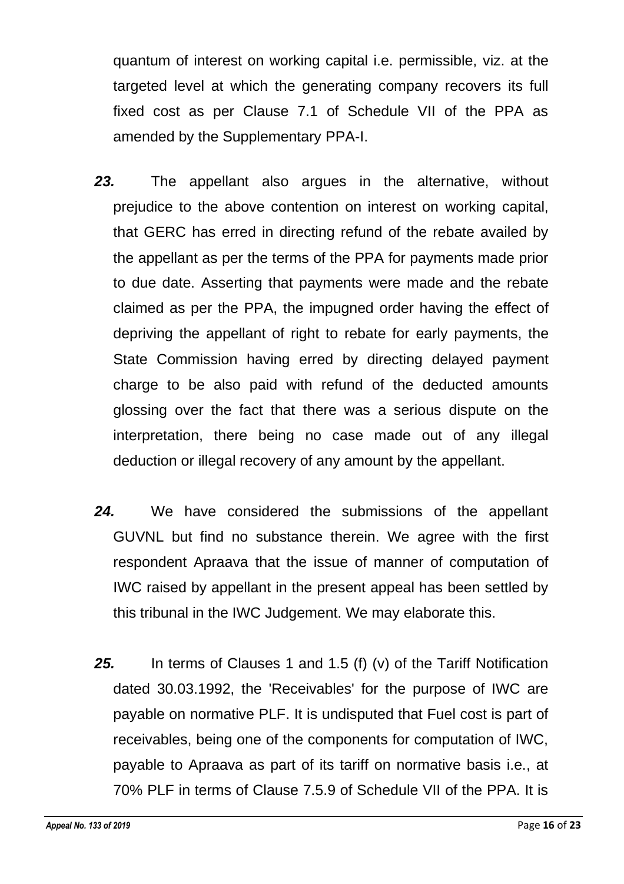quantum of interest on working capital i.e. permissible, viz. at the targeted level at which the generating company recovers its full fixed cost as per Clause 7.1 of Schedule VII of the PPA as amended by the Supplementary PPA-I.

***23.*** The appellant also argues in the alternative, without prejudice to the above contention on interest on working capital, that GERC has erred in directing refund of the rebate availed by the appellant as per the terms of the PPA for payments made prior to due date. Asserting that payments were made and the rebate claimed as per the PPA, the impugned order having the effect of depriving the appellant of right to rebate for early payments, the State Commission having erred by directing delayed payment charge to be also paid with refund of the deducted amounts glossing over the fact that there was a serious dispute on the interpretation, there being no case made out of any illegal deduction or illegal recovery of any amount by the appellant.

***24.*** We have considered the submissions of the appellant GUVNL but find no substance therein. We agree with the first respondent Apraava that the issue of manner of computation of IWC raised by appellant in the present appeal has been settled by this tribunal in the IWC Judgement. We may elaborate this.

***25.*** In terms of Clauses 1 and 1.5 (f) (v) of the Tariff Notification dated 30.03.1992, the 'Receivables' for the purpose of IWC are payable on normative PLF. It is undisputed that Fuel cost is part of receivables, being one of the components for computation of IWC, payable to Apraava as part of its tariff on normative basis i.e., at 70% PLF in terms of Clause 7.5.9 of Schedule VII of the PPA. It is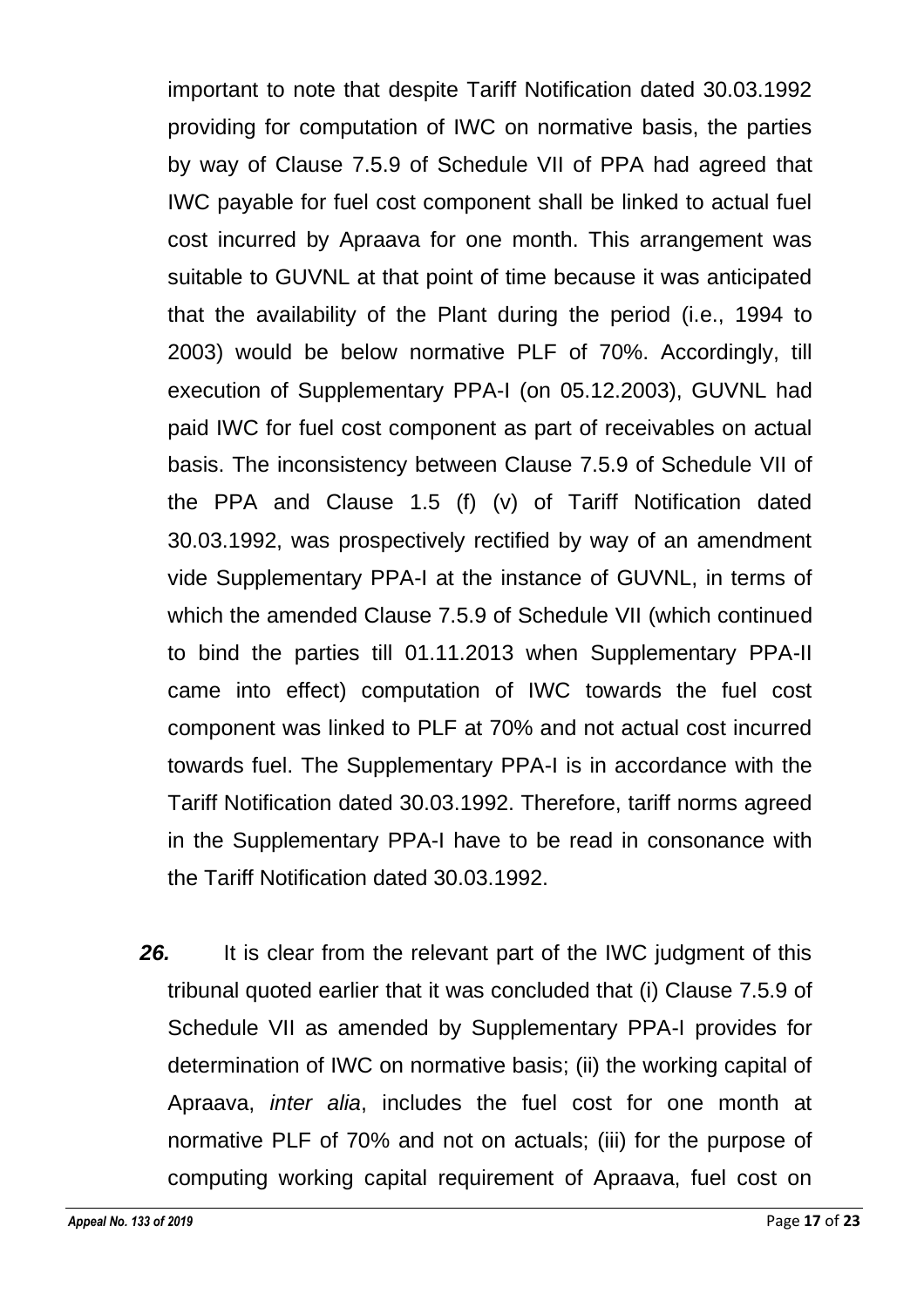important to note that despite Tariff Notification dated 30.03.1992 providing for computation of IWC on normative basis, the parties by way of Clause 7.5.9 of Schedule VII of PPA had agreed that IWC payable for fuel cost component shall be linked to actual fuel cost incurred by Apraava for one month. This arrangement was suitable to GUVNL at that point of time because it was anticipated that the availability of the Plant during the period (i.e., 1994 to 2003) would be below normative PLF of 70%. Accordingly, till execution of Supplementary PPA-I (on 05.12.2003), GUVNL had paid IWC for fuel cost component as part of receivables on actual basis. The inconsistency between Clause 7.5.9 of Schedule VII of the PPA and Clause 1.5 (f) (v) of Tariff Notification dated 30.03.1992, was prospectively rectified by way of an amendment vide Supplementary PPA-I at the instance of GUVNL, in terms of which the amended Clause 7.5.9 of Schedule VII (which continued to bind the parties till 01.11.2013 when Supplementary PPA-II came into effect) computation of IWC towards the fuel cost component was linked to PLF at 70% and not actual cost incurred towards fuel. The Supplementary PPA-I is in accordance with the Tariff Notification dated 30.03.1992. Therefore, tariff norms agreed in the Supplementary PPA-I have to be read in consonance with the Tariff Notification dated 30.03.1992.

***26.*** It is clear from the relevant part of the IWC judgment of this tribunal quoted earlier that it was concluded that (i) Clause 7.5.9 of Schedule VII as amended by Supplementary PPA-I provides for determination of IWC on normative basis; (ii) the working capital of Apraava, *inter alia*, includes the fuel cost for one month at normative PLF of 70% and not on actuals; (iii) for the purpose of computing working capital requirement of Apraava, fuel cost on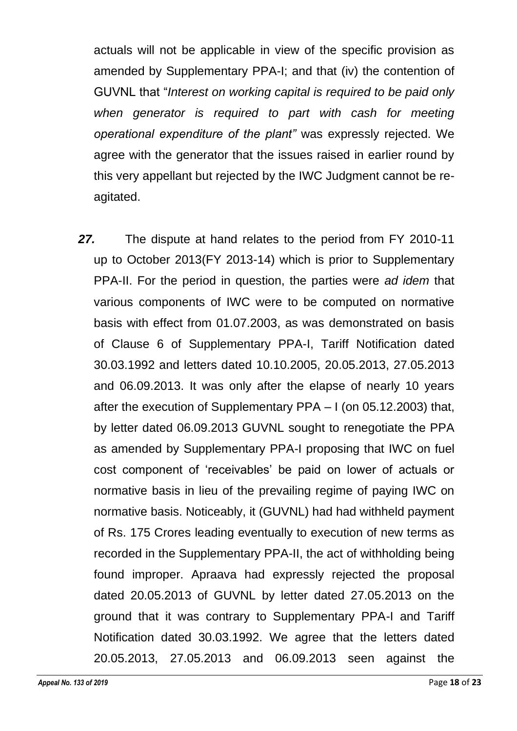actuals will not be applicable in view of the specific provision as amended by Supplementary PPA-I; and that (iv) the contention of GUVNL that "*Interest on working capital is required to be paid only when generator is required to part with cash for meeting operational expenditure of the plant"* was expressly rejected. We agree with the generator that the issues raised in earlier round by this very appellant but rejected by the IWC Judgment cannot be re-agitated.

***27.*** The dispute at hand relates to the period from FY 2010-11 up to October 2013(FY 2013-14) which is prior to Supplementary PPA-II. For the period in question, the parties were *ad idem* that various components of IWC were to be computed on normative basis with effect from 01.07.2003, as was demonstrated on basis of Clause 6 of Supplementary PPA-I, Tariff Notification dated 30.03.1992 and letters dated 10.10.2005, 20.05.2013, 27.05.2013 and 06.09.2013. It was only after the elapse of nearly 10 years after the execution of Supplementary PPA – I (on 05.12.2003) that, by letter dated 06.09.2013 GUVNL sought to renegotiate the PPA as amended by Supplementary PPA-I proposing that IWC on fuel cost component of 'receivables' be paid on lower of actuals or normative basis in lieu of the prevailing regime of paying IWC on normative basis. Noticeably, it (GUVNL) had had withheld payment of Rs. 175 Crores leading eventually to execution of new terms as recorded in the Supplementary PPA-II, the act of withholding being found improper. Apraava had expressly rejected the proposal dated 20.05.2013 of GUVNL by letter dated 27.05.2013 on the ground that it was contrary to Supplementary PPA-I and Tariff Notification dated 30.03.1992. We agree that the letters dated 20.05.2013, 27.05.2013 and 06.09.2013 seen against the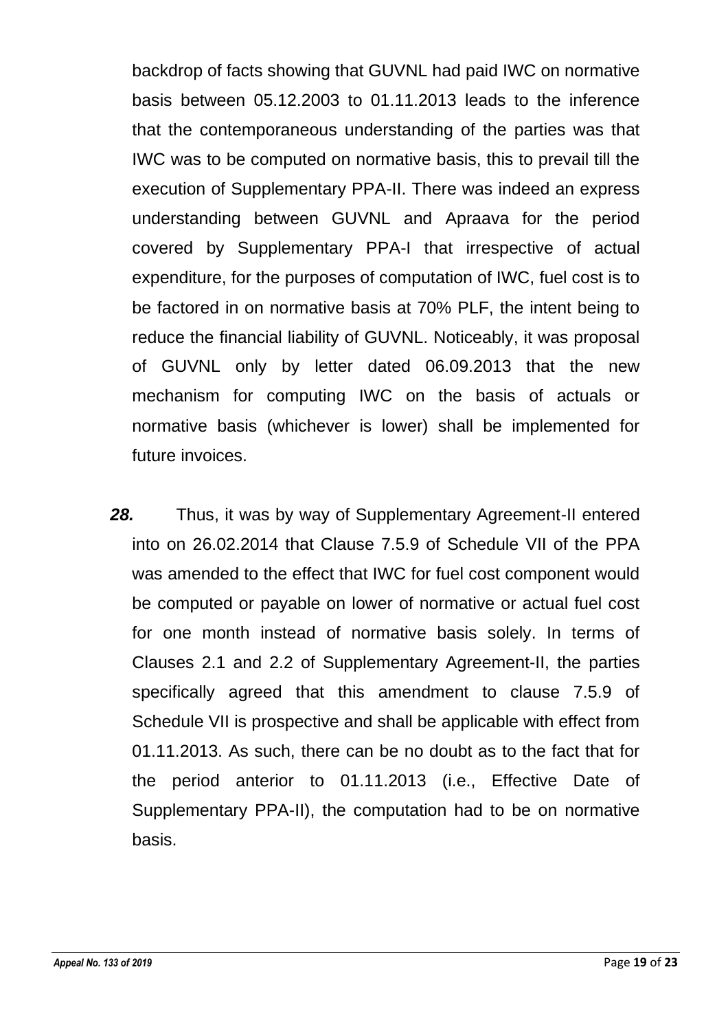backdrop of facts showing that GUVNL had paid IWC on normative basis between 05.12.2003 to 01.11.2013 leads to the inference that the contemporaneous understanding of the parties was that IWC was to be computed on normative basis, this to prevail till the execution of Supplementary PPA-II. There was indeed an express understanding between GUVNL and Apraava for the period covered by Supplementary PPA-I that irrespective of actual expenditure, for the purposes of computation of IWC, fuel cost is to be factored in on normative basis at 70% PLF, the intent being to reduce the financial liability of GUVNL. Noticeably, it was proposal of GUVNL only by letter dated 06.09.2013 that the new mechanism for computing IWC on the basis of actuals or normative basis (whichever is lower) shall be implemented for future invoices.

***28.*** Thus, it was by way of Supplementary Agreement-II entered into on 26.02.2014 that Clause 7.5.9 of Schedule VII of the PPA was amended to the effect that IWC for fuel cost component would be computed or payable on lower of normative or actual fuel cost for one month instead of normative basis solely. In terms of Clauses 2.1 and 2.2 of Supplementary Agreement-II, the parties specifically agreed that this amendment to clause 7.5.9 of Schedule VII is prospective and shall be applicable with effect from 01.11.2013. As such, there can be no doubt as to the fact that for the period anterior to 01.11.2013 (i.e., Effective Date of Supplementary PPA-II), the computation had to be on normative basis.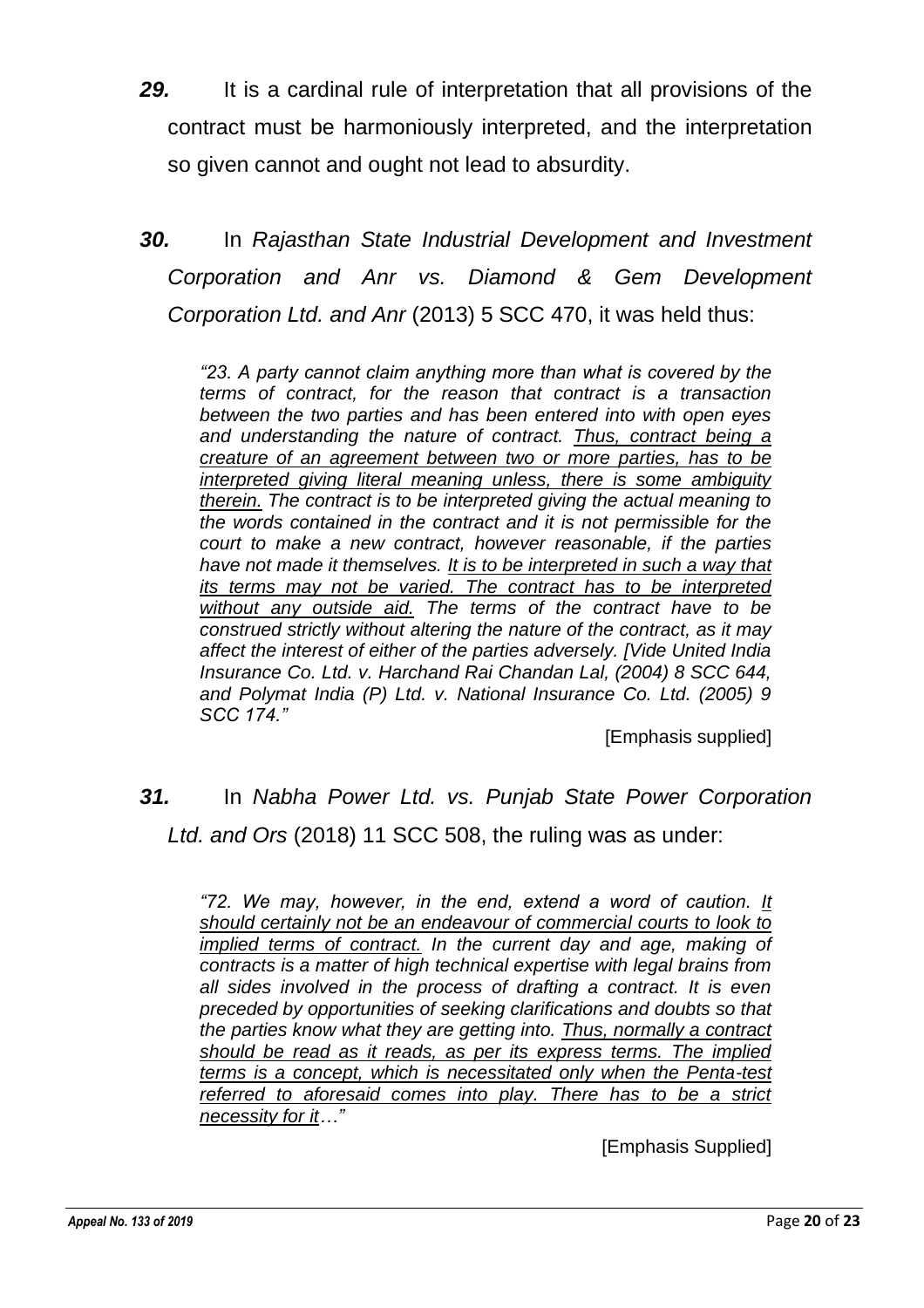***29.*** It is a cardinal rule of interpretation that all provisions of the contract must be harmoniously interpreted, and the interpretation so given cannot and ought not lead to absurdity.

***30.*** In *Rajasthan State Industrial Development and Investment Corporation and Anr vs. Diamond & Gem Development Corporation Ltd. and Anr* (2013) 5 SCC 470, it was held thus:

> *"23. A party cannot claim anything more than what is covered by the terms of contract, for the reason that contract is a transaction between the two parties and has been entered into with open eyes and understanding the nature of contract. <u>Thus, contract being a creature of an agreement between two or more parties, has to be interpreted giving literal meaning unless, there is some ambiguity therein.</u> The contract is to be interpreted giving the actual meaning to the words contained in the contract and it is not permissible for the court to make a new contract, however reasonable, if the parties have not made it themselves. <u>It is to be interpreted in such a way that its terms may not be varied. The contract has to be interpreted without any outside aid.</u> The terms of the contract have to be construed strictly without altering the nature of the contract, as it may affect the interest of either of the parties adversely. [Vide United India Insurance Co. Ltd. v. Harchand Rai Chandan Lal, (2004) 8 SCC 644, and Polymat India (P) Ltd. v. National Insurance Co. Ltd. (2005) 9 SCC 174."*
>
> [Emphasis supplied]

***31.*** In *Nabha Power Ltd. vs. Punjab State Power Corporation Ltd. and Ors* (2018) 11 SCC 508, the ruling was as under:

> *"72. We may, however, in the end, extend a word of caution. <u>It should certainly not be an endeavour of commercial courts to look to implied terms of contract.</u> In the current day and age, making of contracts is a matter of high technical expertise with legal brains from all sides involved in the process of drafting a contract. It is even preceded by opportunities of seeking clarifications and doubts so that the parties know what they are getting into. <u>Thus, normally a contract should be read as it reads, as per its express terms. The implied terms is a concept, which is necessitated only when the Penta-test referred to aforesaid comes into play. There has to be a strict necessity for it</u>…"*
>
> [Emphasis Supplied]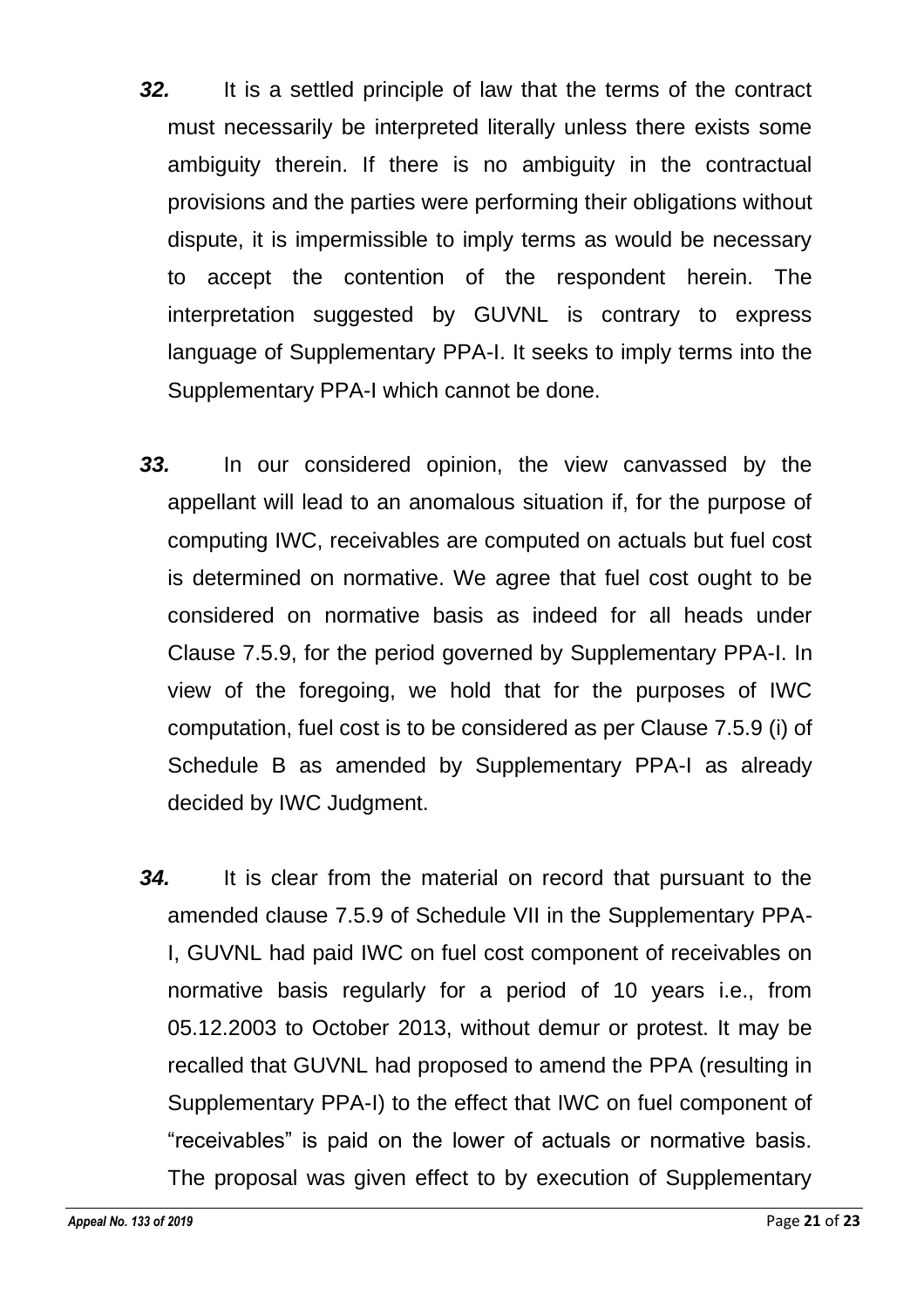***32.*** It is a settled principle of law that the terms of the contract must necessarily be interpreted literally unless there exists some ambiguity therein. If there is no ambiguity in the contractual provisions and the parties were performing their obligations without dispute, it is impermissible to imply terms as would be necessary to accept the contention of the respondent herein. The interpretation suggested by GUVNL is contrary to express language of Supplementary PPA-I. It seeks to imply terms into the Supplementary PPA-I which cannot be done.

***33.*** In our considered opinion, the view canvassed by the appellant will lead to an anomalous situation if, for the purpose of computing IWC, receivables are computed on actuals but fuel cost is determined on normative. We agree that fuel cost ought to be considered on normative basis as indeed for all heads under Clause 7.5.9, for the period governed by Supplementary PPA-I. In view of the foregoing, we hold that for the purposes of IWC computation, fuel cost is to be considered as per Clause 7.5.9 (i) of Schedule B as amended by Supplementary PPA-I as already decided by IWC Judgment.

***34.*** It is clear from the material on record that pursuant to the amended clause 7.5.9 of Schedule VII in the Supplementary PPA-I, GUVNL had paid IWC on fuel cost component of receivables on normative basis regularly for a period of 10 years i.e., from 05.12.2003 to October 2013, without demur or protest. It may be recalled that GUVNL had proposed to amend the PPA (resulting in Supplementary PPA-I) to the effect that IWC on fuel component of "receivables" is paid on the lower of actuals or normative basis. The proposal was given effect to by execution of Supplementary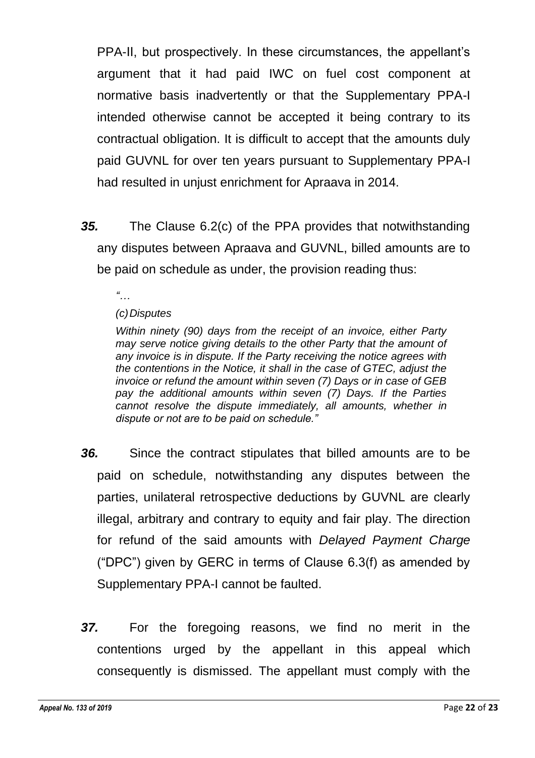PPA-II, but prospectively. In these circumstances, the appellant's argument that it had paid IWC on fuel cost component at normative basis inadvertently or that the Supplementary PPA-I intended otherwise cannot be accepted it being contrary to its contractual obligation. It is difficult to accept that the amounts duly paid GUVNL for over ten years pursuant to Supplementary PPA-I had resulted in unjust enrichment for Apraava in 2014.

***35.*** The Clause 6.2(c) of the PPA provides that notwithstanding any disputes between Apraava and GUVNL, billed amounts are to be paid on schedule as under, the provision reading thus:

> *"…*
>
> *(c) Disputes*
>
> *Within ninety (90) days from the receipt of an invoice, either Party may serve notice giving details to the other Party that the amount of any invoice is in dispute. If the Party receiving the notice agrees with the contentions in the Notice, it shall in the case of GTEC, adjust the invoice or refund the amount within seven (7) Days or in case of GEB pay the additional amounts within seven (7) Days. If the Parties cannot resolve the dispute immediately, all amounts, whether in dispute or not are to be paid on schedule."*

***36.*** Since the contract stipulates that billed amounts are to be paid on schedule, notwithstanding any disputes between the parties, unilateral retrospective deductions by GUVNL are clearly illegal, arbitrary and contrary to equity and fair play. The direction for refund of the said amounts with *Delayed Payment Charge* ("DPC") given by GERC in terms of Clause 6.3(f) as amended by Supplementary PPA-I cannot be faulted.

***37.*** For the foregoing reasons, we find no merit in the contentions urged by the appellant in this appeal which consequently is dismissed. The appellant must comply with the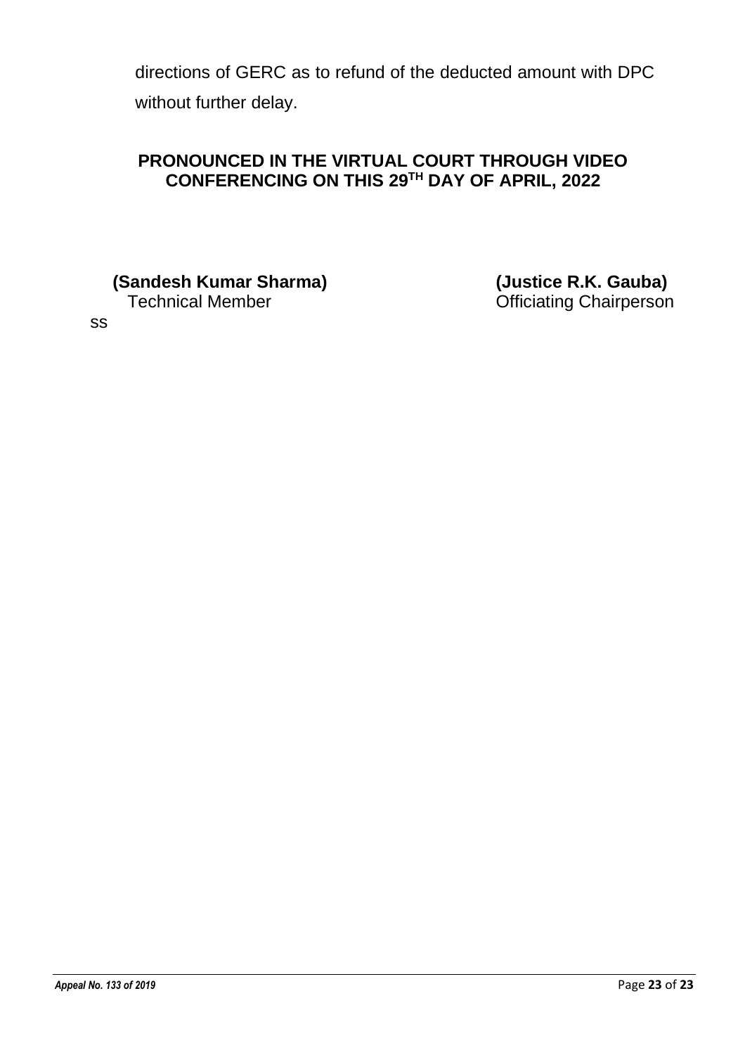directions of GERC as to refund of the deducted amount with DPC without further delay.

**PRONOUNCED IN THE VIRTUAL COURT THROUGH VIDEO CONFERENCING ON THIS 29TH DAY OF APRIL, 2022**

| | |
|---|---|
| **(Sandesh Kumar Sharma)** | **(Justice R.K. Gauba)** |
| Technical Member | Officiating Chairperson |

ss